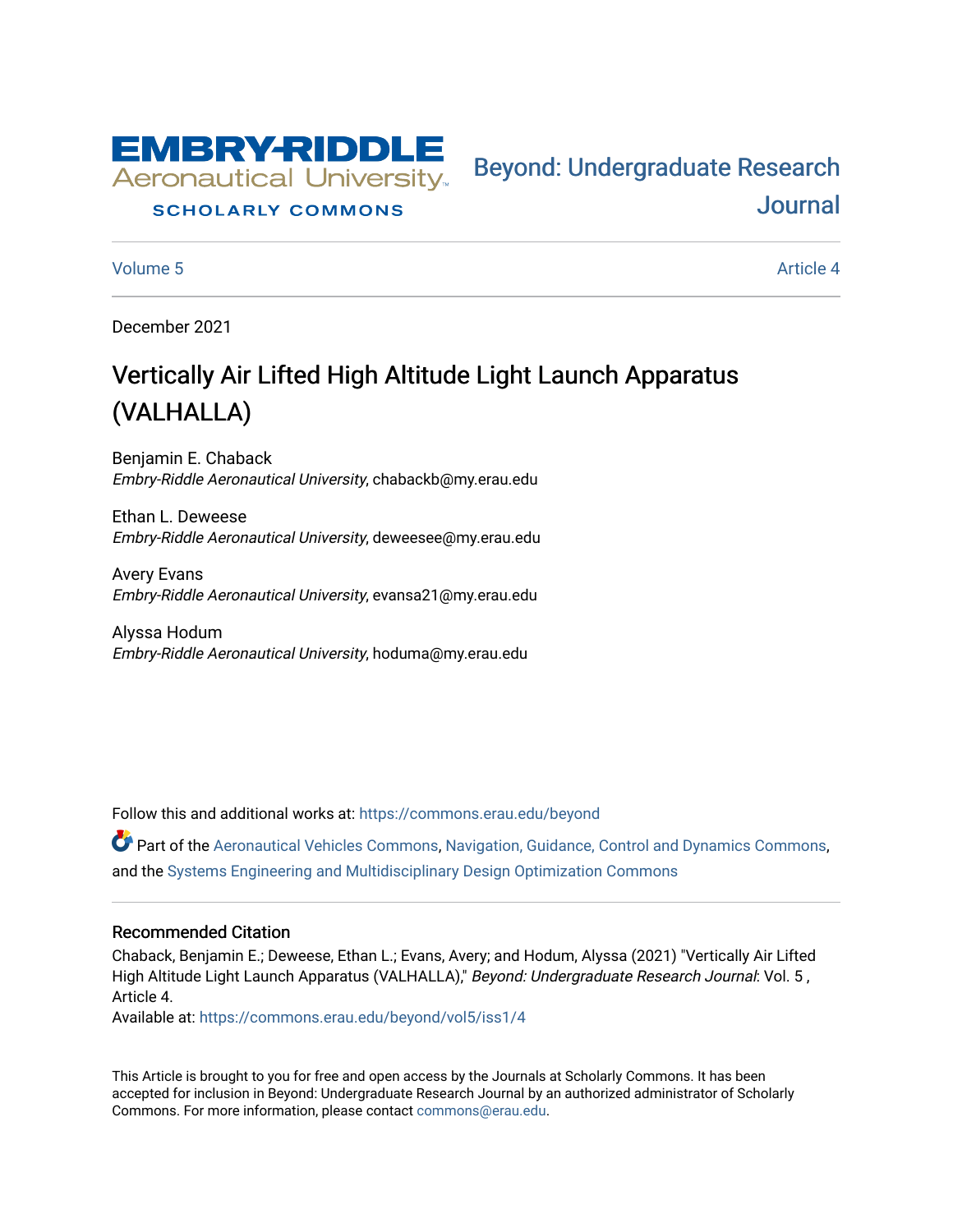EMBRY-RIDDLE Aeronautical University

SCHOLARLY COMMONS

Beyond: Undergraduate Research Journal

Volume 5 Article 4

December 2021

# Vertically Air Lifted High Altitude Light Launch Apparatus (VALHALLA)

Benjamin E. Chaback
*Embry-Riddle Aeronautical University*, chabackb@my.erau.edu

Ethan L. Deweese
*Embry-Riddle Aeronautical University*, deweesee@my.erau.edu

Avery Evans
*Embry-Riddle Aeronautical University*, evansa21@my.erau.edu

Alyssa Hodum
*Embry-Riddle Aeronautical University*, hoduma@my.erau.edu

Follow this and additional works at: https://commons.erau.edu/beyond

Part of the Aeronautical Vehicles Commons, Navigation, Guidance, Control and Dynamics Commons, and the Systems Engineering and Multidisciplinary Design Optimization Commons

## Recommended Citation

Chaback, Benjamin E.; Deweese, Ethan L.; Evans, Avery; and Hodum, Alyssa (2021) "Vertically Air Lifted High Altitude Light Launch Apparatus (VALHALLA)," *Beyond: Undergraduate Research Journal*: Vol. 5 , Article 4.
Available at: https://commons.erau.edu/beyond/vol5/iss1/4

This Article is brought to you for free and open access by the Journals at Scholarly Commons. It has been accepted for inclusion in Beyond: Undergraduate Research Journal by an authorized administrator of Scholarly Commons. For more information, please contact commons@erau.edu.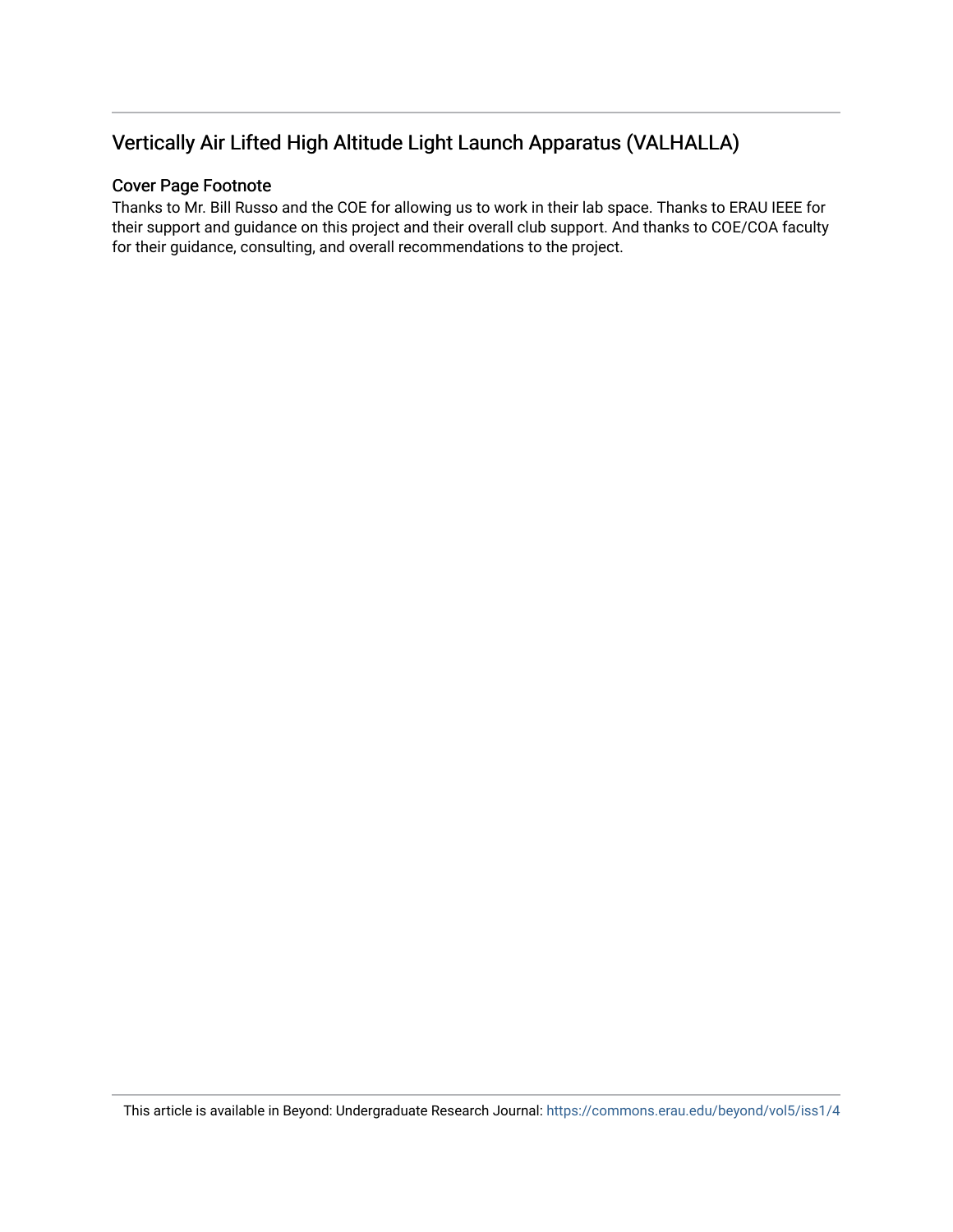## Vertically Air Lifted High Altitude Light Launch Apparatus (VALHALLA)

### Cover Page Footnote

Thanks to Mr. Bill Russo and the COE for allowing us to work in their lab space. Thanks to ERAU IEEE for their support and guidance on this project and their overall club support. And thanks to COE/COA faculty for their guidance, consulting, and overall recommendations to the project.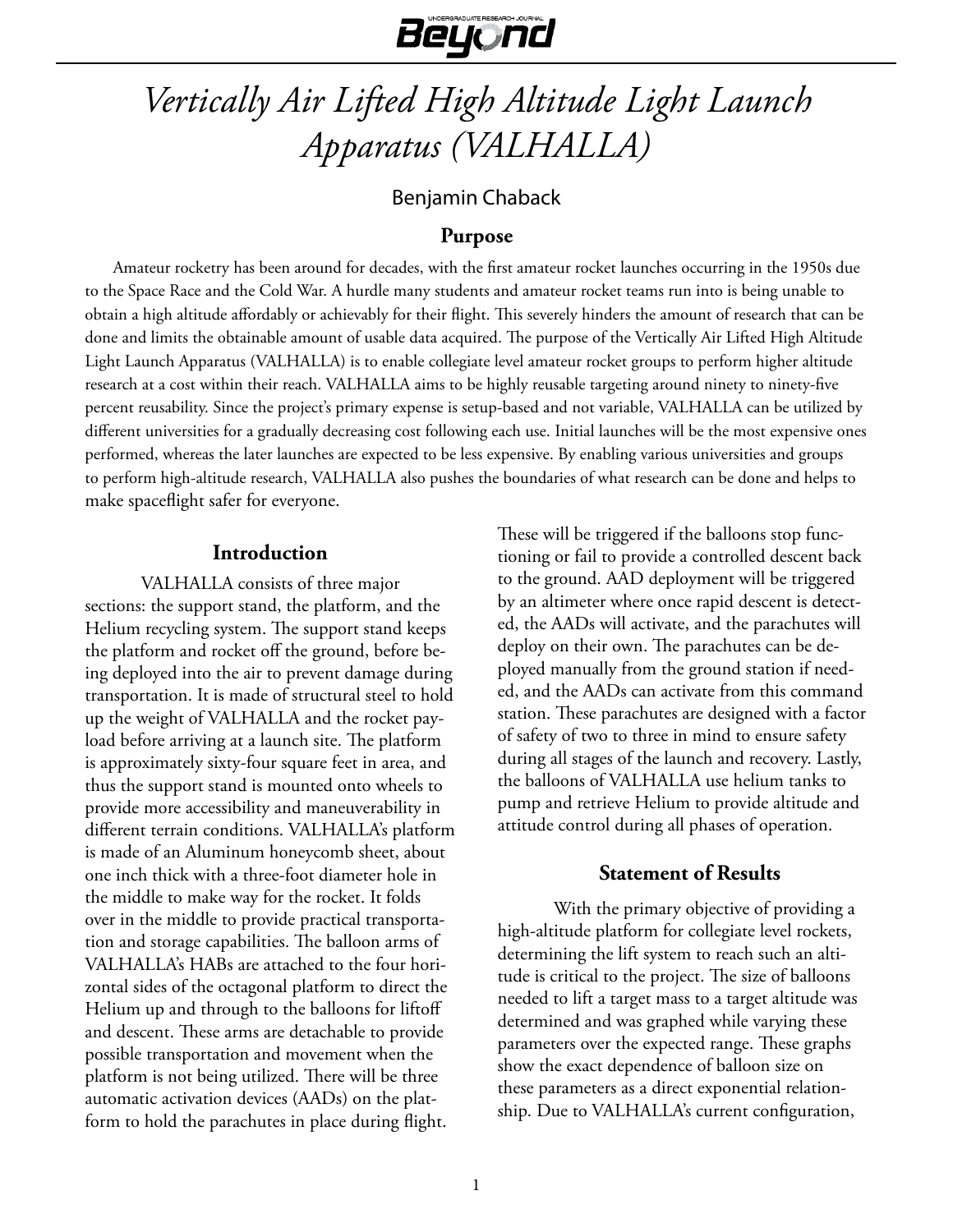# *Vertically Air Lifted High Altitude Light Launch Apparatus (VALHALLA)*

Benjamin Chaback

## Purpose

Amateur rocketry has been around for decades, with the first amateur rocket launches occurring in the 1950s due to the Space Race and the Cold War. A hurdle many students and amateur rocket teams run into is being unable to obtain a high altitude affordably or achievably for their flight. This severely hinders the amount of research that can be done and limits the obtainable amount of usable data acquired. The purpose of the Vertically Air Lifted High Altitude Light Launch Apparatus (VALHALLA) is to enable collegiate level amateur rocket groups to perform higher altitude research at a cost within their reach. VALHALLA aims to be highly reusable targeting around ninety to ninety-five percent reusability. Since the project's primary expense is setup-based and not variable, VALHALLA can be utilized by different universities for a gradually decreasing cost following each use. Initial launches will be the most expensive ones performed, whereas the later launches are expected to be less expensive. By enabling various universities and groups to perform high-altitude research, VALHALLA also pushes the boundaries of what research can be done and helps to make spaceflight safer for everyone.

## Introduction

VALHALLA consists of three major sections: the support stand, the platform, and the Helium recycling system. The support stand keeps the platform and rocket off the ground, before being deployed into the air to prevent damage during transportation. It is made of structural steel to hold up the weight of VALHALLA and the rocket payload before arriving at a launch site. The platform is approximately sixty-four square feet in area, and thus the support stand is mounted onto wheels to provide more accessibility and maneuverability in different terrain conditions. VALHALLA's platform is made of an Aluminum honeycomb sheet, about one inch thick with a three-foot diameter hole in the middle to make way for the rocket. It folds over in the middle to provide practical transportation and storage capabilities. The balloon arms of VALHALLA's HABs are attached to the four horizontal sides of the octagonal platform to direct the Helium up and through to the balloons for liftoff and descent. These arms are detachable to provide possible transportation and movement when the platform is not being utilized. There will be three automatic activation devices (AADs) on the platform to hold the parachutes in place during flight. These will be triggered if the balloons stop functioning or fail to provide a controlled descent back to the ground. AAD deployment will be triggered by an altimeter where once rapid descent is detected, the AADs will activate, and the parachutes will deploy on their own. The parachutes can be deployed manually from the ground station if needed, and the AADs can activate from this command station. These parachutes are designed with a factor of safety of two to three in mind to ensure safety during all stages of the launch and recovery. Lastly, the balloons of VALHALLA use helium tanks to pump and retrieve Helium to provide altitude and attitude control during all phases of operation.

## Statement of Results

With the primary objective of providing a high-altitude platform for collegiate level rockets, determining the lift system to reach such an altitude is critical to the project. The size of balloons needed to lift a target mass to a target altitude was determined and was graphed while varying these parameters over the expected range. These graphs show the exact dependence of balloon size on these parameters as a direct exponential relationship. Due to VALHALLA's current configuration,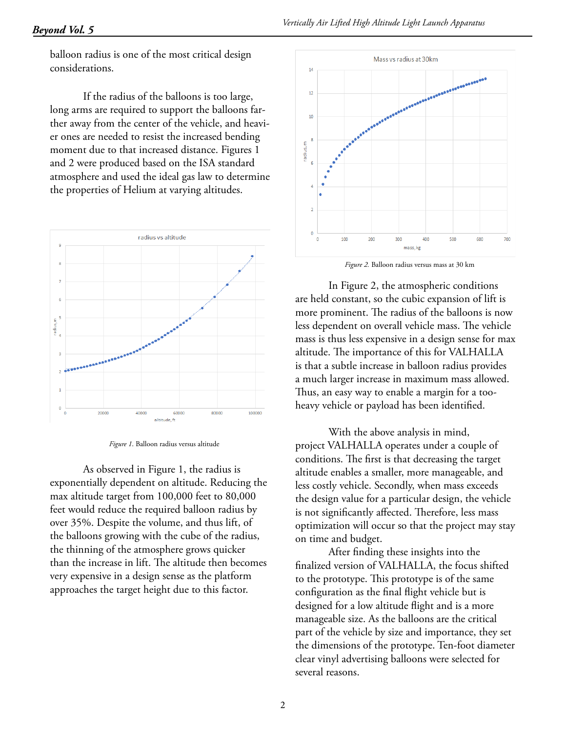balloon radius is one of the most critical design considerations.

If the radius of the balloons is too large, long arms are required to support the balloons farther away from the center of the vehicle, and heavier ones are needed to resist the increased bending moment due to that increased distance. Figures 1 and 2 were produced based on the ISA standard atmosphere and used the ideal gas law to determine the properties of Helium at varying altitudes.

*Figure 1.* Balloon radius versus altitude

As observed in Figure 1, the radius is exponentially dependent on altitude. Reducing the max altitude target from 100,000 feet to 80,000 feet would reduce the required balloon radius by over 35%. Despite the volume, and thus lift, of the balloons growing with the cube of the radius, the thinning of the atmosphere grows quicker than the increase in lift. The altitude then becomes very expensive in a design sense as the platform approaches the target height due to this factor.

*Figure 2.* Balloon radius versus mass at 30 km

In Figure 2, the atmospheric conditions are held constant, so the cubic expansion of lift is more prominent. The radius of the balloons is now less dependent on overall vehicle mass. The vehicle mass is thus less expensive in a design sense for max altitude. The importance of this for VALHALLA is that a subtle increase in balloon radius provides a much larger increase in maximum mass allowed. Thus, an easy way to enable a margin for a too-heavy vehicle or payload has been identified.

With the above analysis in mind, project VALHALLA operates under a couple of conditions. The first is that decreasing the target altitude enables a smaller, more manageable, and less costly vehicle. Secondly, when mass exceeds the design value for a particular design, the vehicle is not significantly affected. Therefore, less mass optimization will occur so that the project may stay on time and budget.

After finding these insights into the finalized version of VALHALLA, the focus shifted to the prototype. This prototype is of the same configuration as the final flight vehicle but is designed for a low altitude flight and is a more manageable size. As the balloons are the critical part of the vehicle by size and importance, they set the dimensions of the prototype. Ten-foot diameter clear vinyl advertising balloons were selected for several reasons.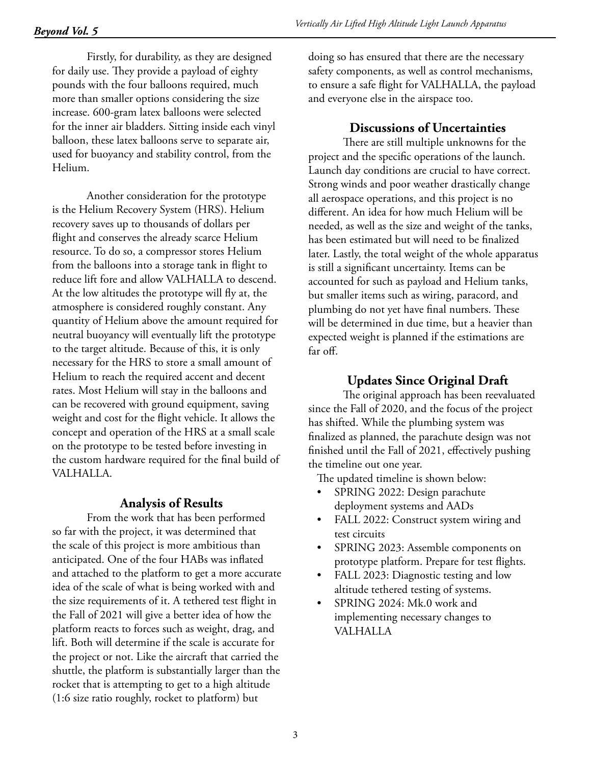Firstly, for durability, as they are designed for daily use. They provide a payload of eighty pounds with the four balloons required, much more than smaller options considering the size increase. 600-gram latex balloons were selected for the inner air bladders. Sitting inside each vinyl balloon, these latex balloons serve to separate air, used for buoyancy and stability control, from the Helium.

Another consideration for the prototype is the Helium Recovery System (HRS). Helium recovery saves up to thousands of dollars per flight and conserves the already scarce Helium resource. To do so, a compressor stores Helium from the balloons into a storage tank in flight to reduce lift fore and allow VALHALLA to descend. At the low altitudes the prototype will fly at, the atmosphere is considered roughly constant. Any quantity of Helium above the amount required for neutral buoyancy will eventually lift the prototype to the target altitude. Because of this, it is only necessary for the HRS to store a small amount of Helium to reach the required accent and decent rates. Most Helium will stay in the balloons and can be recovered with ground equipment, saving weight and cost for the flight vehicle. It allows the concept and operation of the HRS at a small scale on the prototype to be tested before investing in the custom hardware required for the final build of VALHALLA.

## Analysis of Results

From the work that has been performed so far with the project, it was determined that the scale of this project is more ambitious than anticipated. One of the four HABs was inflated and attached to the platform to get a more accurate idea of the scale of what is being worked with and the size requirements of it. A tethered test flight in the Fall of 2021 will give a better idea of how the platform reacts to forces such as weight, drag, and lift. Both will determine if the scale is accurate for the project or not. Like the aircraft that carried the shuttle, the platform is substantially larger than the rocket that is attempting to get to a high altitude (1:6 size ratio roughly, rocket to platform) but doing so has ensured that there are the necessary safety components, as well as control mechanisms, to ensure a safe flight for VALHALLA, the payload and everyone else in the airspace too.

## Discussions of Uncertainties

There are still multiple unknowns for the project and the specific operations of the launch. Launch day conditions are crucial to have correct. Strong winds and poor weather drastically change all aerospace operations, and this project is no different. An idea for how much Helium will be needed, as well as the size and weight of the tanks, has been estimated but will need to be finalized later. Lastly, the total weight of the whole apparatus is still a significant uncertainty. Items can be accounted for such as payload and Helium tanks, but smaller items such as wiring, paracord, and plumbing do not yet have final numbers. These will be determined in due time, but a heavier than expected weight is planned if the estimations are far off.

## Updates Since Original Draft

The original approach has been reevaluated since the Fall of 2020, and the focus of the project has shifted. While the plumbing system was finalized as planned, the parachute design was not finished until the Fall of 2021, effectively pushing the timeline out one year.

The updated timeline is shown below:

- SPRING 2022: Design parachute deployment systems and AADs
- FALL 2022: Construct system wiring and test circuits
- SPRING 2023: Assemble components on prototype platform. Prepare for test flights.
- FALL 2023: Diagnostic testing and low altitude tethered testing of systems.
- SPRING 2024: Mk.0 work and implementing necessary changes to VALHALLA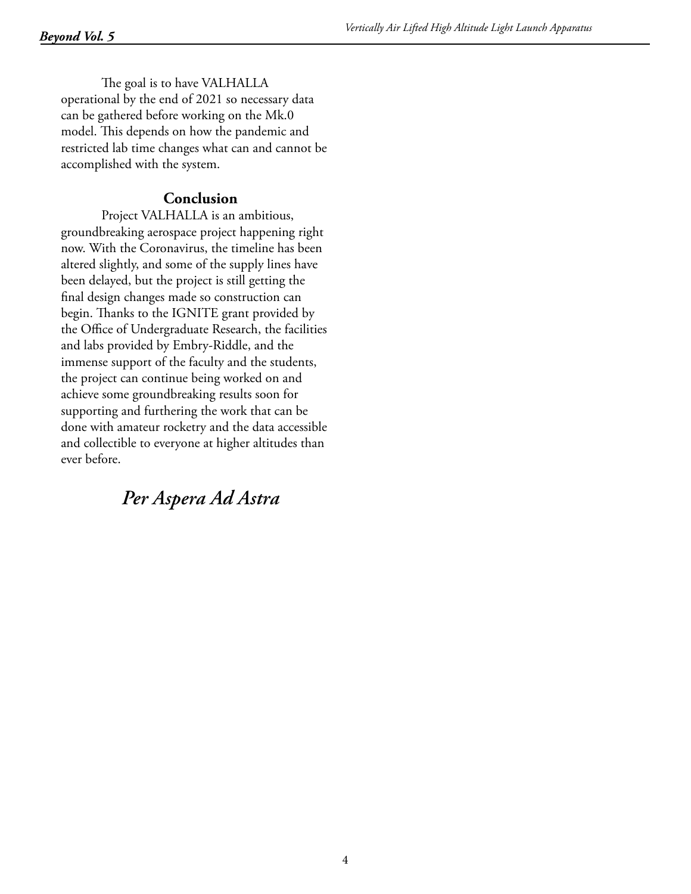The goal is to have VALHALLA operational by the end of 2021 so necessary data can be gathered before working on the Mk.0 model. This depends on how the pandemic and restricted lab time changes what can and cannot be accomplished with the system.

## Conclusion

Project VALHALLA is an ambitious, groundbreaking aerospace project happening right now. With the Coronavirus, the timeline has been altered slightly, and some of the supply lines have been delayed, but the project is still getting the final design changes made so construction can begin. Thanks to the IGNITE grant provided by the Office of Undergraduate Research, the facilities and labs provided by Embry-Riddle, and the immense support of the faculty and the students, the project can continue being worked on and achieve some groundbreaking results soon for supporting and furthering the work that can be done with amateur rocketry and the data accessible and collectible to everyone at higher altitudes than ever before.

***Per Aspera Ad Astra***